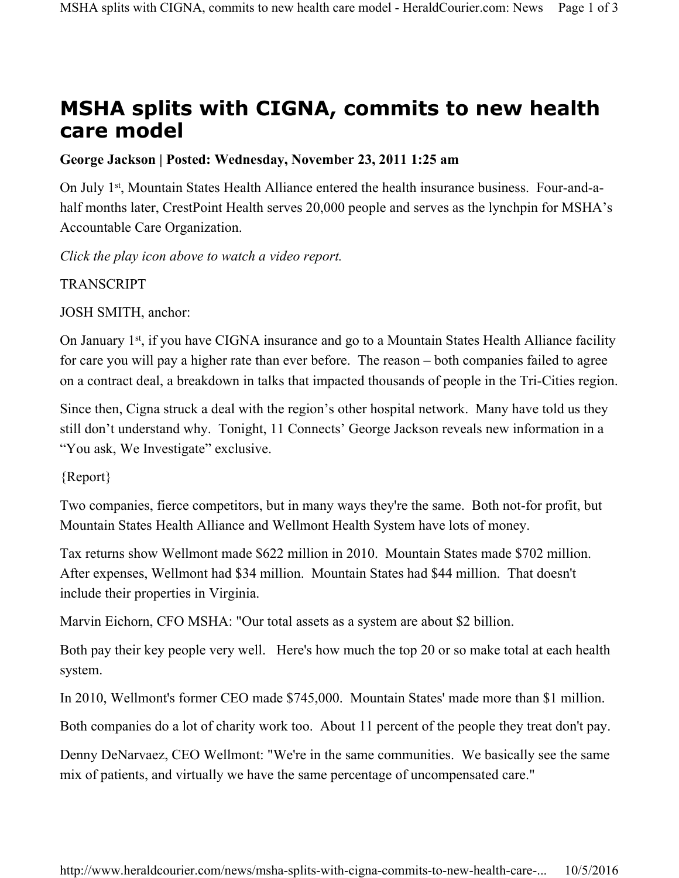# MSHA splits with CIGNA, commits to new health care model

**George Jackson | Posted: Wednesday, November 23, 2011 1:25 am**

On July 1st, Mountain States Health Alliance entered the health insurance business. Four-and-a-half months later, CrestPoint Health serves 20,000 people and serves as the lynchpin for MSHA's Accountable Care Organization.

*Click the play icon above to watch a video report.*

TRANSCRIPT

JOSH SMITH, anchor:

On January 1st, if you have CIGNA insurance and go to a Mountain States Health Alliance facility for care you will pay a higher rate than ever before. The reason – both companies failed to agree on a contract deal, a breakdown in talks that impacted thousands of people in the Tri-Cities region.

Since then, Cigna struck a deal with the region's other hospital network. Many have told us they still don't understand why. Tonight, 11 Connects' George Jackson reveals new information in a "You ask, We Investigate" exclusive.

{Report}

Two companies, fierce competitors, but in many ways they're the same. Both not-for profit, but Mountain States Health Alliance and Wellmont Health System have lots of money.

Tax returns show Wellmont made $622 million in 2010. Mountain States made $702 million. After expenses, Wellmont had $34 million. Mountain States had $44 million. That doesn't include their properties in Virginia.

Marvin Eichorn, CFO MSHA: "Our total assets as a system are about $2 billion.

Both pay their key people very well. Here's how much the top 20 or so make total at each health system.

In 2010, Wellmont's former CEO made $745,000. Mountain States' made more than $1 million.

Both companies do a lot of charity work too. About 11 percent of the people they treat don't pay.

Denny DeNarvaez, CEO Wellmont: "We're in the same communities. We basically see the same mix of patients, and virtually we have the same percentage of uncompensated care."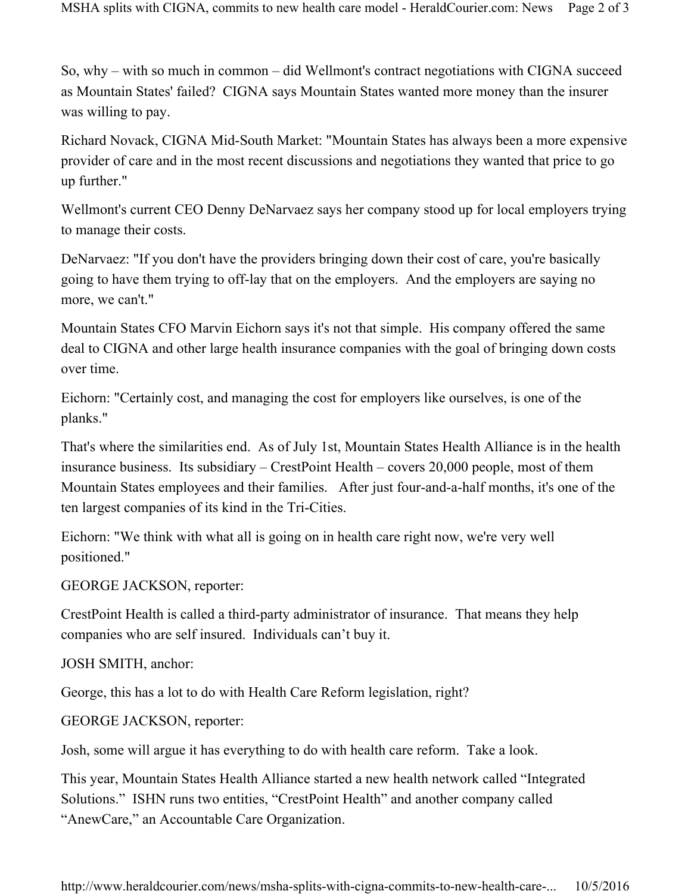So, why – with so much in common – did Wellmont's contract negotiations with CIGNA succeed as Mountain States' failed? CIGNA says Mountain States wanted more money than the insurer was willing to pay.

Richard Novack, CIGNA Mid-South Market: "Mountain States has always been a more expensive provider of care and in the most recent discussions and negotiations they wanted that price to go up further."

Wellmont's current CEO Denny DeNarvaez says her company stood up for local employers trying to manage their costs.

DeNarvaez: "If you don't have the providers bringing down their cost of care, you're basically going to have them trying to off-lay that on the employers. And the employers are saying no more, we can't."

Mountain States CFO Marvin Eichorn says it's not that simple. His company offered the same deal to CIGNA and other large health insurance companies with the goal of bringing down costs over time.

Eichorn: "Certainly cost, and managing the cost for employers like ourselves, is one of the planks."

That's where the similarities end. As of July 1st, Mountain States Health Alliance is in the health insurance business. Its subsidiary – CrestPoint Health – covers 20,000 people, most of them Mountain States employees and their families. After just four-and-a-half months, it's one of the ten largest companies of its kind in the Tri-Cities.

Eichorn: "We think with what all is going on in health care right now, we're very well positioned."

GEORGE JACKSON, reporter:

CrestPoint Health is called a third-party administrator of insurance. That means they help companies who are self insured. Individuals can't buy it.

JOSH SMITH, anchor:

George, this has a lot to do with Health Care Reform legislation, right?

GEORGE JACKSON, reporter:

Josh, some will argue it has everything to do with health care reform. Take a look.

This year, Mountain States Health Alliance started a new health network called "Integrated Solutions." ISHN runs two entities, "CrestPoint Health" and another company called "AnewCare," an Accountable Care Organization.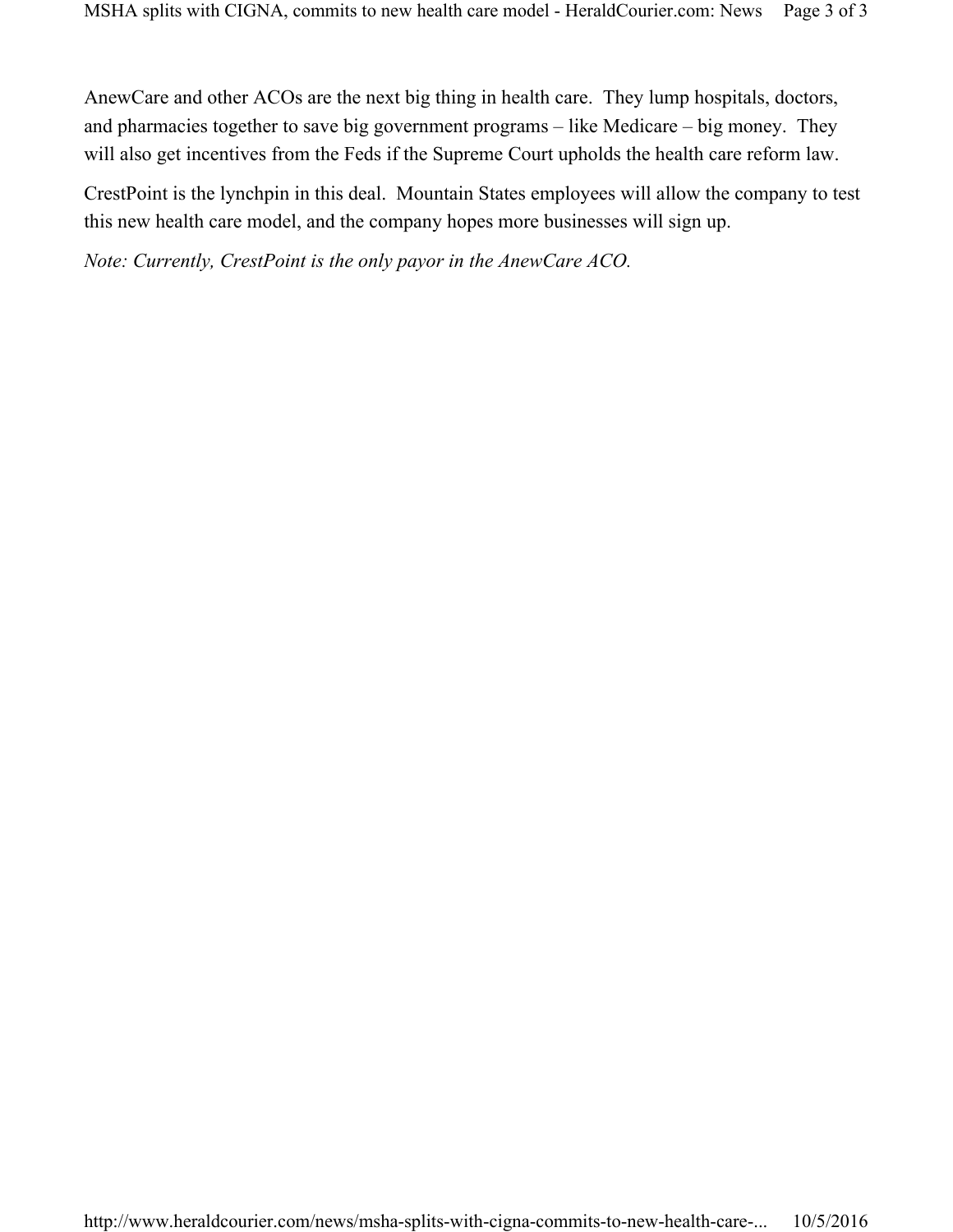AnewCare and other ACOs are the next big thing in health care. They lump hospitals, doctors, and pharmacies together to save big government programs – like Medicare – big money. They will also get incentives from the Feds if the Supreme Court upholds the health care reform law.

CrestPoint is the lynchpin in this deal. Mountain States employees will allow the company to test this new health care model, and the company hopes more businesses will sign up.

*Note: Currently, CrestPoint is the only payor in the AnewCare ACO.*